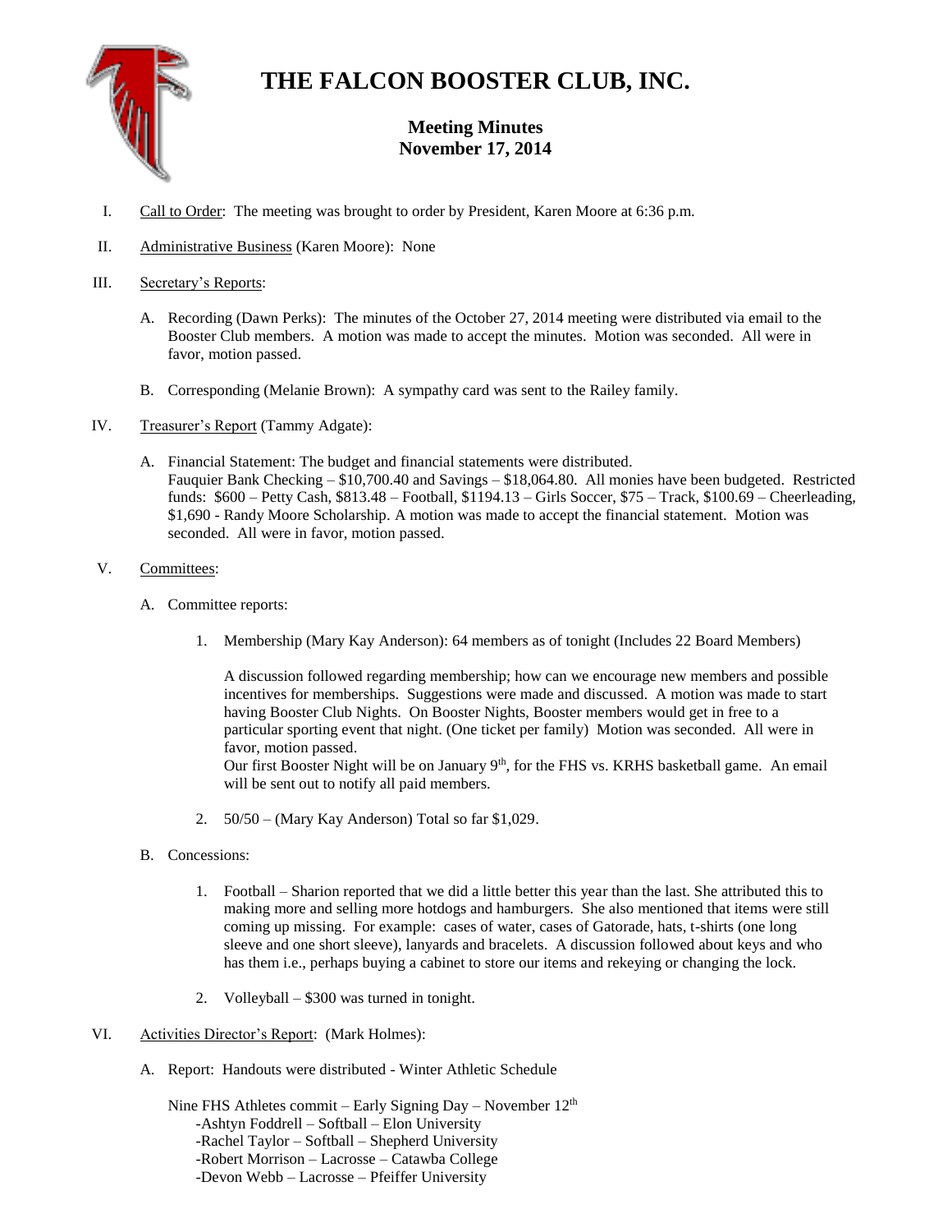# THE FALCON BOOSTER CLUB, INC.

## Meeting Minutes
## November 17, 2014

I. Call to Order: The meeting was brought to order by President, Karen Moore at 6:36 p.m.

II. Administrative Business (Karen Moore): None

III. Secretary's Reports:

   A. Recording (Dawn Perks): The minutes of the October 27, 2014 meeting were distributed via email to the Booster Club members. A motion was made to accept the minutes. Motion was seconded. All were in favor, motion passed.

   B. Corresponding (Melanie Brown): A sympathy card was sent to the Railey family.

IV. Treasurer's Report (Tammy Adgate):

   A. Financial Statement: The budget and financial statements were distributed.
   Fauquier Bank Checking – $10,700.40 and Savings – $18,064.80. All monies have been budgeted. Restricted funds: $600 – Petty Cash, $813.48 – Football, $1194.13 – Girls Soccer, $75 – Track, $100.69 – Cheerleading, $1,690 - Randy Moore Scholarship. A motion was made to accept the financial statement. Motion was seconded. All were in favor, motion passed.

V. Committees:

   A. Committee reports:

      1. Membership (Mary Kay Anderson): 64 members as of tonight (Includes 22 Board Members)

         A discussion followed regarding membership; how can we encourage new members and possible incentives for memberships. Suggestions were made and discussed. A motion was made to start having Booster Club Nights. On Booster Nights, Booster members would get in free to a particular sporting event that night. (One ticket per family) Motion was seconded. All were in favor, motion passed.
         Our first Booster Night will be on January 9th, for the FHS vs. KRHS basketball game. An email will be sent out to notify all paid members.

      2. 50/50 – (Mary Kay Anderson) Total so far $1,029.

   B. Concessions:

      1. Football – Sharion reported that we did a little better this year than the last. She attributed this to making more and selling more hotdogs and hamburgers. She also mentioned that items were still coming up missing. For example: cases of water, cases of Gatorade, hats, t-shirts (one long sleeve and one short sleeve), lanyards and bracelets. A discussion followed about keys and who has them i.e., perhaps buying a cabinet to store our items and rekeying or changing the lock.

      2. Volleyball – $300 was turned in tonight.

VI. Activities Director's Report: (Mark Holmes):

   A. Report: Handouts were distributed - Winter Athletic Schedule

   Nine FHS Athletes commit – Early Signing Day – November 12th
   -Ashtyn Foddrell – Softball – Elon University
   -Rachel Taylor – Softball – Shepherd University
   -Robert Morrison – Lacrosse – Catawba College
   -Devon Webb – Lacrosse – Pfeiffer University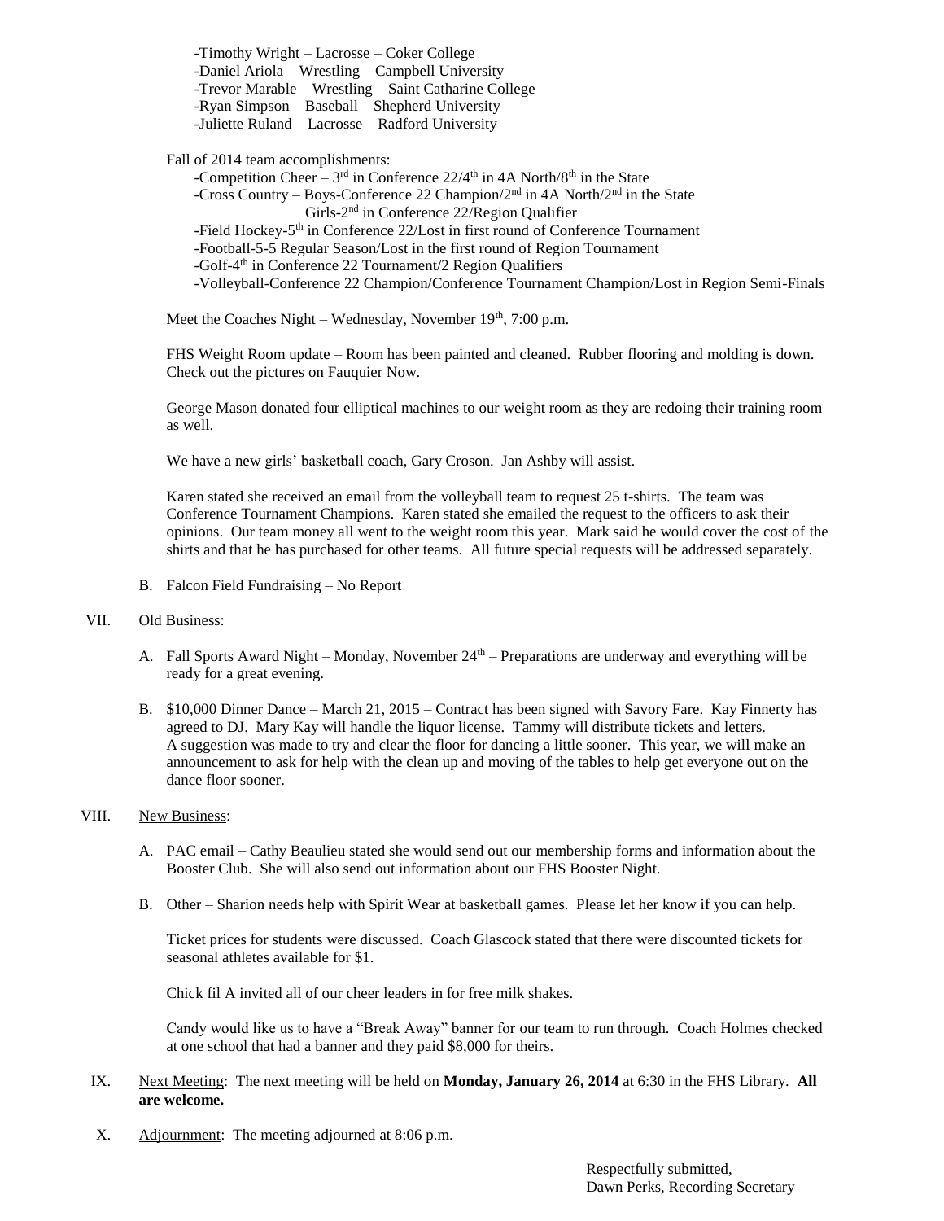-Timothy Wright – Lacrosse – Coker College
-Daniel Ariola – Wrestling – Campbell University
-Trevor Marable – Wrestling – Saint Catharine College
-Ryan Simpson – Baseball – Shepherd University
-Juliette Ruland – Lacrosse – Radford University

Fall of 2014 team accomplishments:
-Competition Cheer – 3rd in Conference 22/4th in 4A North/8th in the State
-Cross Country – Boys-Conference 22 Champion/2nd in 4A North/2nd in the State
Girls-2nd in Conference 22/Region Qualifier
-Field Hockey-5th in Conference 22/Lost in first round of Conference Tournament
-Football-5-5 Regular Season/Lost in the first round of Region Tournament
-Golf-4th in Conference 22 Tournament/2 Region Qualifiers
-Volleyball-Conference 22 Champion/Conference Tournament Champion/Lost in Region Semi-Finals

Meet the Coaches Night – Wednesday, November 19th, 7:00 p.m.

FHS Weight Room update – Room has been painted and cleaned. Rubber flooring and molding is down. Check out the pictures on Fauquier Now.

George Mason donated four elliptical machines to our weight room as they are redoing their training room as well.

We have a new girls' basketball coach, Gary Croson. Jan Ashby will assist.

Karen stated she received an email from the volleyball team to request 25 t-shirts. The team was Conference Tournament Champions. Karen stated she emailed the request to the officers to ask their opinions. Our team money all went to the weight room this year. Mark said he would cover the cost of the shirts and that he has purchased for other teams. All future special requests will be addressed separately.

B. Falcon Field Fundraising – No Report

VII. Old Business:

A. Fall Sports Award Night – Monday, November 24th – Preparations are underway and everything will be ready for a great evening.

B. $10,000 Dinner Dance – March 21, 2015 – Contract has been signed with Savory Fare. Kay Finnerty has agreed to DJ. Mary Kay will handle the liquor license. Tammy will distribute tickets and letters. A suggestion was made to try and clear the floor for dancing a little sooner. This year, we will make an announcement to ask for help with the clean up and moving of the tables to help get everyone out on the dance floor sooner.

VIII. New Business:

A. PAC email – Cathy Beaulieu stated she would send out our membership forms and information about the Booster Club. She will also send out information about our FHS Booster Night.

B. Other – Sharion needs help with Spirit Wear at basketball games. Please let her know if you can help.

Ticket prices for students were discussed. Coach Glascock stated that there were discounted tickets for seasonal athletes available for $1.

Chick fil A invited all of our cheer leaders in for free milk shakes.

Candy would like us to have a "Break Away" banner for our team to run through. Coach Holmes checked at one school that had a banner and they paid $8,000 for theirs.

IX. Next Meeting: The next meeting will be held on **Monday, January 26, 2014** at 6:30 in the FHS Library. **All are welcome.**

X. Adjournment: The meeting adjourned at 8:06 p.m.

Respectfully submitted,
Dawn Perks, Recording Secretary